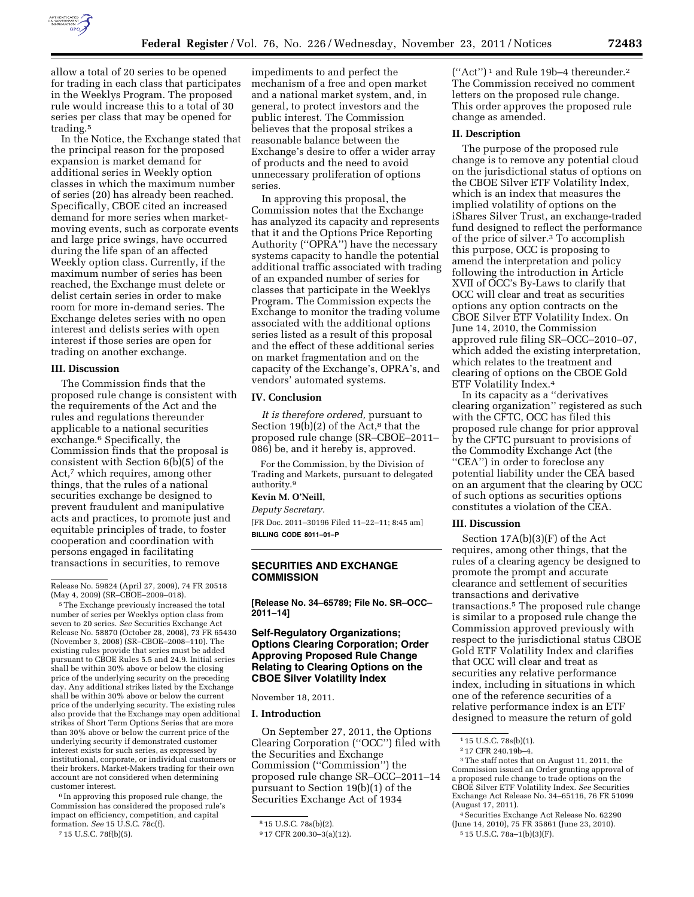allow a total of 20 series to be opened for trading in each class that participates in the Weeklys Program. The proposed rule would increase this to a total of 30 series per class that may be opened for trading.[5]

In the Notice, the Exchange stated that the principal reason for the proposed expansion is market demand for additional series in Weekly option classes in which the maximum number of series (20) has already been reached. Specifically, CBOE cited an increased demand for more series when market-moving events, such as corporate events and large price swings, have occurred during the life span of an affected Weekly option class. Currently, if the maximum number of series has been reached, the Exchange must delete or delist certain series in order to make room for more in-demand series. The Exchange deletes series with no open interest and delists series with open interest if those series are open for trading on another exchange.

### III. Discussion

The Commission finds that the proposed rule change is consistent with the requirements of the Act and the rules and regulations thereunder applicable to a national securities exchange.[6] Specifically, the Commission finds that the proposal is consistent with Section 6(b)(5) of the Act,[7] which requires, among other things, that the rules of a national securities exchange be designed to prevent fraudulent and manipulative acts and practices, to promote just and equitable principles of trade, to foster cooperation and coordination with persons engaged in facilitating transactions in securities, to remove impediments to and perfect the mechanism of a free and open market and a national market system, and, in general, to protect investors and the public interest. The Commission believes that the proposal strikes a reasonable balance between the Exchange's desire to offer a wider array of products and the need to avoid unnecessary proliferation of options series.

In approving this proposal, the Commission notes that the Exchange has analyzed its capacity and represents that it and the Options Price Reporting Authority ("OPRA") have the necessary systems capacity to handle the potential additional traffic associated with trading of an expanded number of series for classes that participate in the Weeklys Program. The Commission expects the Exchange to monitor the trading volume associated with the additional options series listed as a result of this proposal and the effect of these additional series on market fragmentation and on the capacity of the Exchange's, OPRA's, and vendors' automated systems.

### IV. Conclusion

*It is therefore ordered,* pursuant to Section 19(b)(2) of the Act,[8] that the proposed rule change (SR–CBOE–2011–086) be, and it hereby is, approved.

For the Commission, by the Division of Trading and Markets, pursuant to delegated authority.[9]

**Kevin M. O'Neill,**

*Deputy Secretary.*

[FR Doc. 2011–30196 Filed 11–22–11; 8:45 am]

**BILLING CODE 8011–01–P**

Release No. 59824 (April 27, 2009), 74 FR 20518 (May 4, 2009) (SR–CBOE–2009–018).

[5] The Exchange previously increased the total number of series per Weeklys option class from seven to 20 series. *See* Securities Exchange Act Release No. 58870 (October 28, 2008), 73 FR 65430 (November 3, 2008) (SR–CBOE–2008–110). The existing rules provide that series must be added pursuant to CBOE Rules 5.5 and 24.9. Initial series shall be within 30% above or below the closing price of the underlying security on the preceding day. Any additional strikes listed by the Exchange shall be within 30% above or below the current price of the underlying security. The existing rules also provide that the Exchange may open additional strikes of Short Term Options Series that are more than 30% above or below the current price of the underlying security if demonstrated customer interest exists for such series, as expressed by institutional, corporate, or individual customers or their brokers. Market-Makers trading for their own account are not considered when determining customer interest.

[6] In approving this proposed rule change, the Commission has considered the proposed rule's impact on efficiency, competition, and capital formation. *See* 15 U.S.C. 78c(f).

[7] 15 U.S.C. 78f(b)(5).

[8] 15 U.S.C. 78s(b)(2).

[9] 17 CFR 200.30–3(a)(12).

## SECURITIES AND EXCHANGE COMMISSION

**[Release No. 34–65789; File No. SR–OCC–2011–14]**

## Self-Regulatory Organizations; Options Clearing Corporation; Order Approving Proposed Rule Change Relating to Clearing Options on the CBOE Silver Volatility Index

November 18, 2011.

### I. Introduction

On September 27, 2011, the Options Clearing Corporation ("OCC") filed with the Securities and Exchange Commission ("Commission") the proposed rule change SR–OCC–2011–14 pursuant to Section 19(b)(1) of the Securities Exchange Act of 1934 ("Act")[1] and Rule 19b–4 thereunder.[2] The Commission received no comment letters on the proposed rule change. This order approves the proposed rule change as amended.

### II. Description

The purpose of the proposed rule change is to remove any potential cloud on the jurisdictional status of options on the CBOE Silver ETF Volatility Index, which is an index that measures the implied volatility of options on the iShares Silver Trust, an exchange-traded fund designed to reflect the performance of the price of silver.[3] To accomplish this purpose, OCC is proposing to amend the interpretation and policy following the introduction in Article XVII of OCC's By-Laws to clarify that OCC will clear and treat as securities options any option contracts on the CBOE Silver ETF Volatility Index. On June 14, 2010, the Commission approved rule filing SR–OCC–2010–07, which added the existing interpretation, which relates to the treatment and clearing of options on the CBOE Gold ETF Volatility Index.[4]

In its capacity as a "derivatives clearing organization" registered as such with the CFTC, OCC has filed this proposed rule change for prior approval by the CFTC pursuant to provisions of the Commodity Exchange Act (the "CEA") in order to foreclose any potential liability under the CEA based on an argument that the clearing by OCC of such options as securities options constitutes a violation of the CEA.

### III. Discussion

Section 17A(b)(3)(F) of the Act requires, among other things, that the rules of a clearing agency be designed to promote the prompt and accurate clearance and settlement of securities transactions and derivative transactions.[5] The proposed rule change is similar to a proposed rule change the Commission approved previously with respect to the jurisdictional status CBOE Gold ETF Volatility Index and clarifies that OCC will clear and treat as securities any relative performance index, including in situations in which one of the reference securities of a relative performance index is an ETF designed to measure the return of gold

[1] 15 U.S.C. 78s(b)(1).

[2] 17 CFR 240.19b–4.

[3] The staff notes that on August 11, 2011, the Commission issued an Order granting approval of a proposed rule change to trade options on the CBOE Silver ETF Volatility Index. *See* Securities Exchange Act Release No. 34–65116, 76 FR 51099 (August 17, 2011).

[4] Securities Exchange Act Release No. 62290 (June 14, 2010), 75 FR 35861 (June 23, 2010).

[5] 15 U.S.C. 78a–1(b)(3)(F).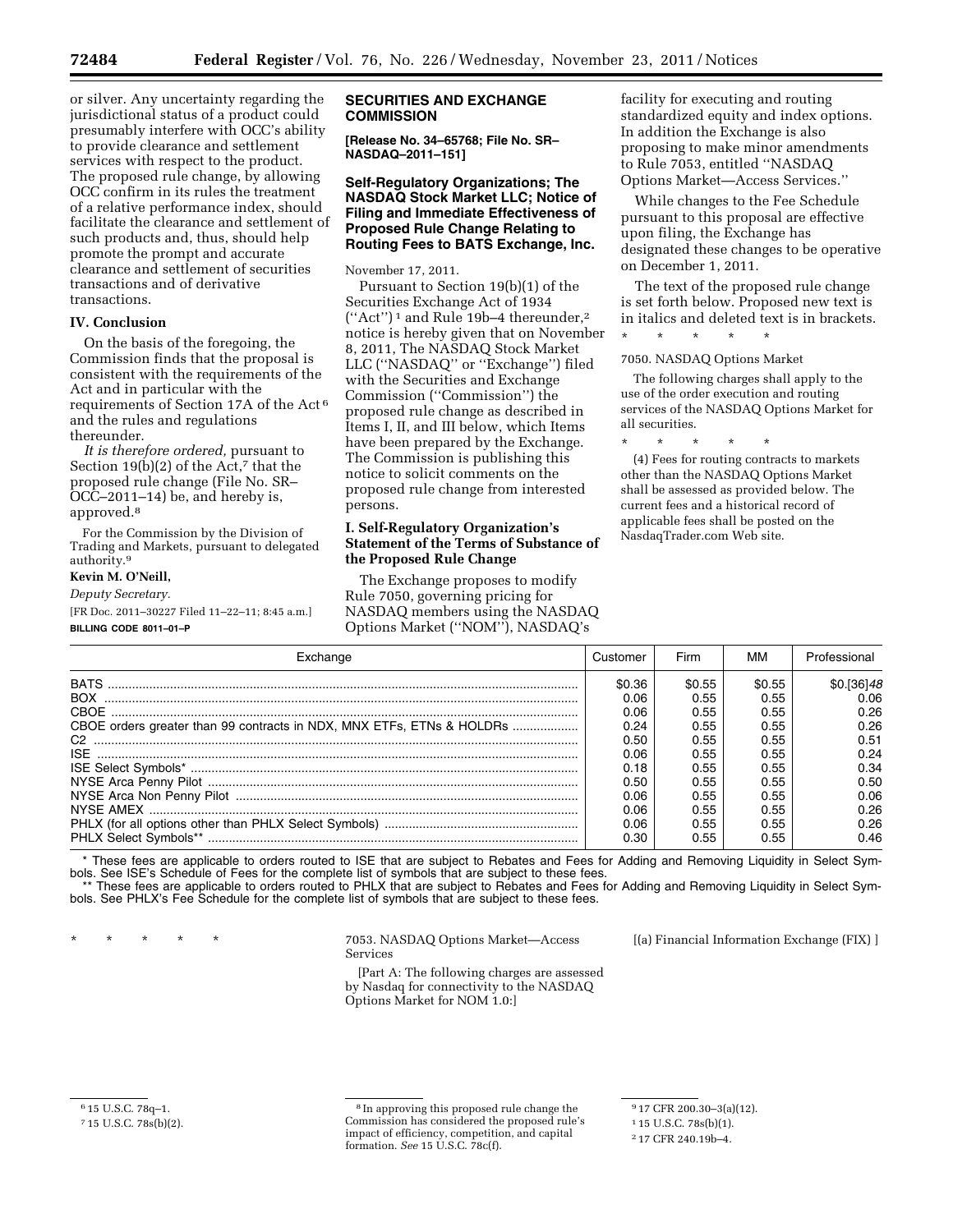or silver. Any uncertainty regarding the jurisdictional status of a product could presumably interfere with OCC's ability to provide clearance and settlement services with respect to the product. The proposed rule change, by allowing OCC confirm in its rules the treatment of a relative performance index, should facilitate the clearance and settlement of such products and, thus, should help promote the prompt and accurate clearance and settlement of securities transactions and of derivative transactions.

### IV. Conclusion

On the basis of the foregoing, the Commission finds that the proposal is consistent with the requirements of the Act and in particular with the requirements of Section 17A of the Act [6] and the rules and regulations thereunder.

*It is therefore ordered,* pursuant to Section 19(b)(2) of the Act,[7] that the proposed rule change (File No. SR–OCC–2011–14) be, and hereby is, approved.[8]

For the Commission by the Division of Trading and Markets, pursuant to delegated authority.[9]

**Kevin M. O'Neill,**

*Deputy Secretary.*

[FR Doc. 2011–30227 Filed 11–22–11; 8:45 a.m.]

**BILLING CODE 8011–01–P**

## SECURITIES AND EXCHANGE COMMISSION

**[Release No. 34–65768; File No. SR–NASDAQ–2011–151]**

## Self-Regulatory Organizations; The NASDAQ Stock Market LLC; Notice of Filing and Immediate Effectiveness of Proposed Rule Change Relating to Routing Fees to BATS Exchange, Inc.

November 17, 2011.

Pursuant to Section 19(b)(1) of the Securities Exchange Act of 1934 (''Act'') [1] and Rule 19b–4 thereunder,[2] notice is hereby given that on November 8, 2011, The NASDAQ Stock Market LLC (''NASDAQ'' or ''Exchange'') filed with the Securities and Exchange Commission (''Commission'') the proposed rule change as described in Items I, II, and III below, which Items have been prepared by the Exchange. The Commission is publishing this notice to solicit comments on the proposed rule change from interested persons.

### I. Self-Regulatory Organization's Statement of the Terms of Substance of the Proposed Rule Change

The Exchange proposes to modify Rule 7050, governing pricing for NASDAQ members using the NASDAQ Options Market (''NOM''), NASDAQ's facility for executing and routing standardized equity and index options. In addition the Exchange is also proposing to make minor amendments to Rule 7053, entitled ''NASDAQ Options Market—Access Services.''

While changes to the Fee Schedule pursuant to this proposal are effective upon filing, the Exchange has designated these changes to be operative on December 1, 2011.

The text of the proposed rule change is set forth below. Proposed new text is in italics and deleted text is in brackets.

\* \* \* \* \*

7050. NASDAQ Options Market

The following charges shall apply to the use of the order execution and routing services of the NASDAQ Options Market for all securities.

\* \* \* \* \*

(4) Fees for routing contracts to markets other than the NASDAQ Options Market shall be assessed as provided below. The current fees and a historical record of applicable fees shall be posted on the NasdaqTrader.com Web site.

| Exchange | Customer | Firm | MM | Professional |
|---|---|---|---|---|
| BATS | $0.36 | $0.55 | $0.55 | $0.[36]*48* |
| BOX | 0.06 | 0.55 | 0.55 | 0.06 |
| CBOE | 0.06 | 0.55 | 0.55 | 0.26 |
| CBOE orders greater than 99 contracts in NDX, MNX ETFs, ETNs & HOLDRs | 0.24 | 0.55 | 0.55 | 0.26 |
| C2 | 0.50 | 0.55 | 0.55 | 0.51 |
| ISE | 0.06 | 0.55 | 0.55 | 0.24 |
| ISE Select Symbols* | 0.18 | 0.55 | 0.55 | 0.34 |
| NYSE Arca Penny Pilot | 0.50 | 0.55 | 0.55 | 0.50 |
| NYSE Arca Non Penny Pilot | 0.06 | 0.55 | 0.55 | 0.06 |
| NYSE AMEX | 0.06 | 0.55 | 0.55 | 0.26 |
| PHLX (for all options other than PHLX Select Symbols) | 0.06 | 0.55 | 0.55 | 0.26 |
| PHLX Select Symbols** | 0.30 | 0.55 | 0.55 | 0.46 |

\* These fees are applicable to orders routed to ISE that are subject to Rebates and Fees for Adding and Removing Liquidity in Select Symbols. See ISE's Schedule of Fees for the complete list of symbols that are subject to these fees.

\*\* These fees are applicable to orders routed to PHLX that are subject to Rebates and Fees for Adding and Removing Liquidity in Select Symbols. See PHLX's Fee Schedule for the complete list of symbols that are subject to these fees.

\* \* \* \* \*

7053. NASDAQ Options Market—Access Services

[Part A: The following charges are assessed by Nasdaq for connectivity to the NASDAQ Options Market for NOM 1.0:]

[(a) Financial Information Exchange (FIX) ]

---

[6] 15 U.S.C. 78q–1.

[7] 15 U.S.C. 78s(b)(2).

[8] In approving this proposed rule change the Commission has considered the proposed rule's impact of efficiency, competition, and capital formation. *See* 15 U.S.C. 78c(f).

[9] 17 CFR 200.30–3(a)(12).

[1] 15 U.S.C. 78s(b)(1).

[2] 17 CFR 240.19b–4.